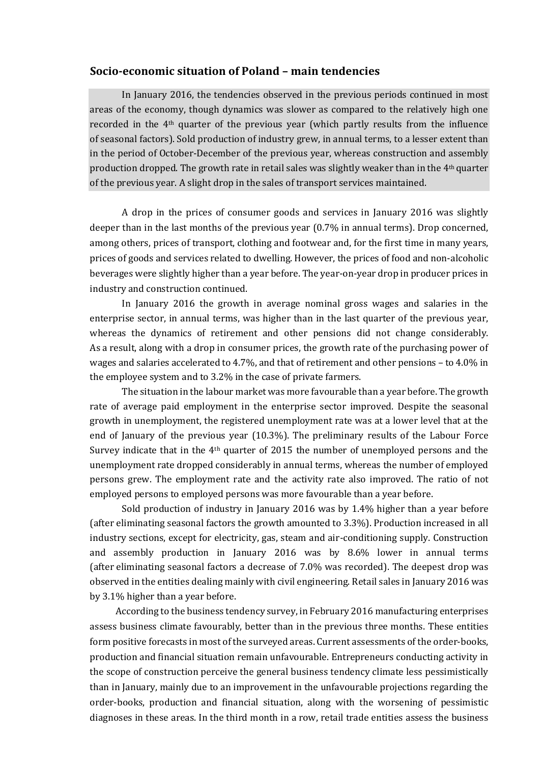## Socio-economic situation of Poland – main tendencies

In January 2016, the tendencies observed in the previous periods continued in most areas of the economy, though dynamics was slower as compared to the relatively high one recorded in the 4th quarter of the previous year (which partly results from the influence of seasonal factors). Sold production of industry grew, in annual terms, to a lesser extent than in the period of October-December of the previous year, whereas construction and assembly production dropped. The growth rate in retail sales was slightly weaker than in the 4th quarter of the previous year. A slight drop in the sales of transport services maintained.

A drop in the prices of consumer goods and services in January 2016 was slightly deeper than in the last months of the previous year (0.7% in annual terms). Drop concerned, among others, prices of transport, clothing and footwear and, for the first time in many years, prices of goods and services related to dwelling. However, the prices of food and non-alcoholic beverages were slightly higher than a year before. The year-on-year drop in producer prices in industry and construction continued.

In January 2016 the growth in average nominal gross wages and salaries in the enterprise sector, in annual terms, was higher than in the last quarter of the previous year, whereas the dynamics of retirement and other pensions did not change considerably. As a result, along with a drop in consumer prices, the growth rate of the purchasing power of wages and salaries accelerated to 4.7%, and that of retirement and other pensions – to 4.0% in the employee system and to 3.2% in the case of private farmers.

The situation in the labour market was more favourable than a year before. The growth rate of average paid employment in the enterprise sector improved. Despite the seasonal growth in unemployment, the registered unemployment rate was at a lower level that at the end of January of the previous year (10.3%). The preliminary results of the Labour Force Survey indicate that in the 4th quarter of 2015 the number of unemployed persons and the unemployment rate dropped considerably in annual terms, whereas the number of employed persons grew. The employment rate and the activity rate also improved. The ratio of not employed persons to employed persons was more favourable than a year before.

Sold production of industry in January 2016 was by 1.4% higher than a year before (after eliminating seasonal factors the growth amounted to 3.3%). Production increased in all industry sections, except for electricity, gas, steam and air-conditioning supply. Construction and assembly production in January 2016 was by 8.6% lower in annual terms (after eliminating seasonal factors a decrease of 7.0% was recorded). The deepest drop was observed in the entities dealing mainly with civil engineering. Retail sales in January 2016 was by 3.1% higher than a year before.

According to the business tendency survey, in February 2016 manufacturing enterprises assess business climate favourably, better than in the previous three months. These entities form positive forecasts in most of the surveyed areas. Current assessments of the order-books, production and financial situation remain unfavourable. Entrepreneurs conducting activity in the scope of construction perceive the general business tendency climate less pessimistically than in January, mainly due to an improvement in the unfavourable projections regarding the order-books, production and financial situation, along with the worsening of pessimistic diagnoses in these areas. In the third month in a row, retail trade entities assess the business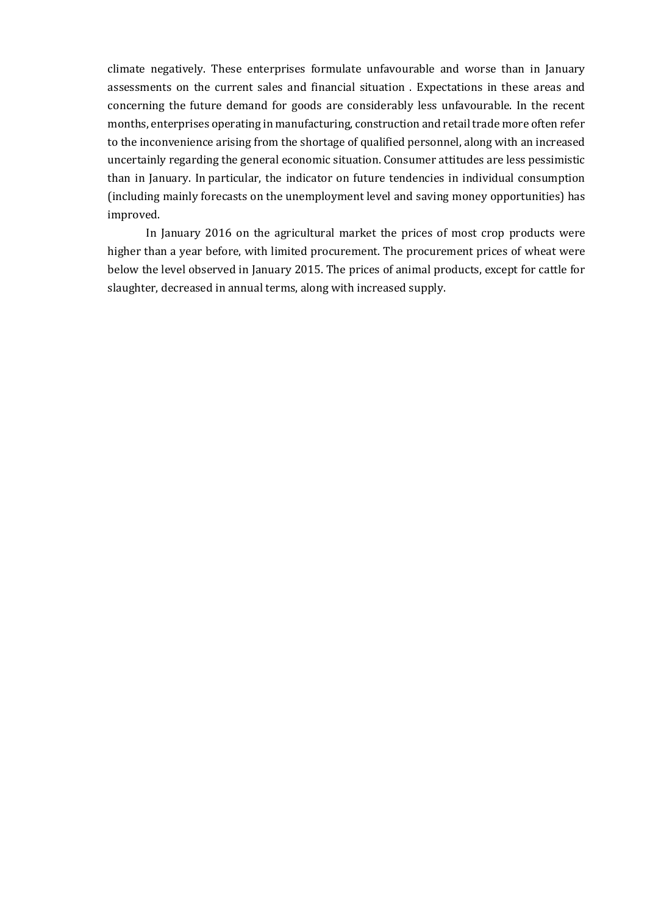climate negatively. These enterprises formulate unfavourable and worse than in January assessments on the current sales and financial situation . Expectations in these areas and concerning the future demand for goods are considerably less unfavourable. In the recent months, enterprises operating in manufacturing, construction and retail trade more often refer to the inconvenience arising from the shortage of qualified personnel, along with an increased uncertainly regarding the general economic situation. Consumer attitudes are less pessimistic than in January. In particular, the indicator on future tendencies in individual consumption (including mainly forecasts on the unemployment level and saving money opportunities) has improved.

In January 2016 on the agricultural market the prices of most crop products were higher than a year before, with limited procurement. The procurement prices of wheat were below the level observed in January 2015. The prices of animal products, except for cattle for slaughter, decreased in annual terms, along with increased supply.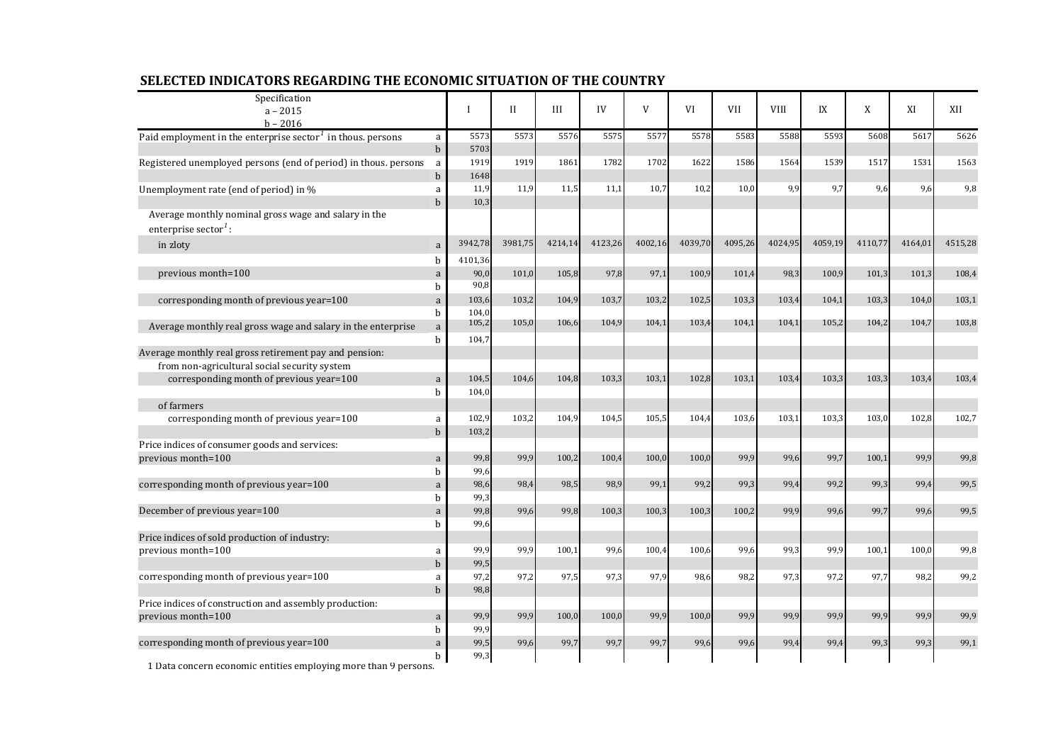## SELECTED INDICATORS REGARDING THE ECONOMIC SITUATION OF THE COUNTRY

| Specification a – 2015 b – 2016 | | I | II | III | IV | V | VI | VII | VIII | IX | X | XI | XII |
|---|---|---|---|---|---|---|---|---|---|---|---|---|---|
| Paid employment in the enterprise sector[1] in thous. persons | a | 5573 | 5573 | 5576 | 5575 | 5577 | 5578 | 5583 | 5588 | 5593 | 5608 | 5617 | 5626 |
| | b | 5703 | | | | | | | | | | | |
| Registered unemployed persons (end of period) in thous. persons | a | 1919 | 1919 | 1861 | 1782 | 1702 | 1622 | 1586 | 1564 | 1539 | 1517 | 1531 | 1563 |
| | b | 1648 | | | | | | | | | | | |
| Unemployment rate (end of period) in % | a | 11,9 | 11,9 | 11,5 | 11,1 | 10,7 | 10,2 | 10,0 | 9,9 | 9,7 | 9,6 | 9,6 | 9,8 |
| | b | 10,3 | | | | | | | | | | | |
| Average monthly nominal gross wage and salary in the enterprise sector[1]: | | | | | | | | | | | | | |
| in zloty | a | 3942,78 | 3981,75 | 4214,14 | 4123,26 | 4002,16 | 4039,70 | 4095,26 | 4024,95 | 4059,19 | 4110,77 | 4164,01 | 4515,28 |
| | b | 4101,36 | | | | | | | | | | | |
| previous month=100 | a | 90,0 | 101,0 | 105,8 | 97,8 | 97,1 | 100,9 | 101,4 | 98,3 | 100,9 | 101,3 | 101,3 | 108,4 |
| | b | 90,8 | | | | | | | | | | | |
| corresponding month of previous year=100 | a | 103,6 | 103,2 | 104,9 | 103,7 | 103,2 | 102,5 | 103,3 | 103,4 | 104,1 | 103,3 | 104,0 | 103,1 |
| | b | 104,0 | | | | | | | | | | | |
| Average monthly real gross wage and salary in the enterprise | a | 105,2 | 105,0 | 106,6 | 104,9 | 104,1 | 103,4 | 104,1 | 104,1 | 105,2 | 104,2 | 104,7 | 103,8 |
| | b | 104,7 | | | | | | | | | | | |
| Average monthly real gross retirement pay and pension: | | | | | | | | | | | | | |
| from non-agricultural social security system | | | | | | | | | | | | | |
| corresponding month of previous year=100 | a | 104,5 | 104,6 | 104,8 | 103,3 | 103,1 | 102,8 | 103,1 | 103,4 | 103,3 | 103,3 | 103,4 | 103,4 |
| | b | 104,0 | | | | | | | | | | | |
| of farmers | | | | | | | | | | | | | |
| corresponding month of previous year=100 | a | 102,9 | 103,2 | 104,9 | 104,5 | 105,5 | 104,4 | 103,6 | 103,1 | 103,3 | 103,0 | 102,8 | 102,7 |
| | b | 103,2 | | | | | | | | | | | |
| Price indices of consumer goods and services: | | | | | | | | | | | | | |
| previous month=100 | a | 99,8 | 99,9 | 100,2 | 100,4 | 100,0 | 100,0 | 99,9 | 99,6 | 99,7 | 100,1 | 99,9 | 99,8 |
| | b | 99,6 | | | | | | | | | | | |
| corresponding month of previous year=100 | a | 98,6 | 98,4 | 98,5 | 98,9 | 99,1 | 99,2 | 99,3 | 99,4 | 99,2 | 99,3 | 99,4 | 99,5 |
| | b | 99,3 | | | | | | | | | | | |
| December of previous year=100 | a | 99,8 | 99,6 | 99,8 | 100,3 | 100,3 | 100,3 | 100,2 | 99,9 | 99,6 | 99,7 | 99,6 | 99,5 |
| | b | 99,6 | | | | | | | | | | | |
| Price indices of sold production of industry: | | | | | | | | | | | | | |
| previous month=100 | a | 99,9 | 99,9 | 100,1 | 99,6 | 100,4 | 100,6 | 99,6 | 99,3 | 99,9 | 100,1 | 100,0 | 99,8 |
| | b | 99,5 | | | | | | | | | | | |
| corresponding month of previous year=100 | a | 97,2 | 97,2 | 97,5 | 97,3 | 97,9 | 98,6 | 98,2 | 97,3 | 97,2 | 97,7 | 98,2 | 99,2 |
| | b | 98,8 | | | | | | | | | | | |
| Price indices of construction and assembly production: | | | | | | | | | | | | | |
| previous month=100 | a | 99,9 | 99,9 | 100,0 | 100,0 | 99,9 | 100,0 | 99,9 | 99,9 | 99,9 | 99,9 | 99,9 | 99,9 |
| | b | 99,9 | | | | | | | | | | | |
| corresponding month of previous year=100 | a | 99,5 | 99,6 | 99,7 | 99,7 | 99,7 | 99,6 | 99,6 | 99,4 | 99,4 | 99,3 | 99,3 | 99,1 |
| | b | 99,3 | | | | | | | | | | | |

1 Data concern economic entities employing more than 9 persons.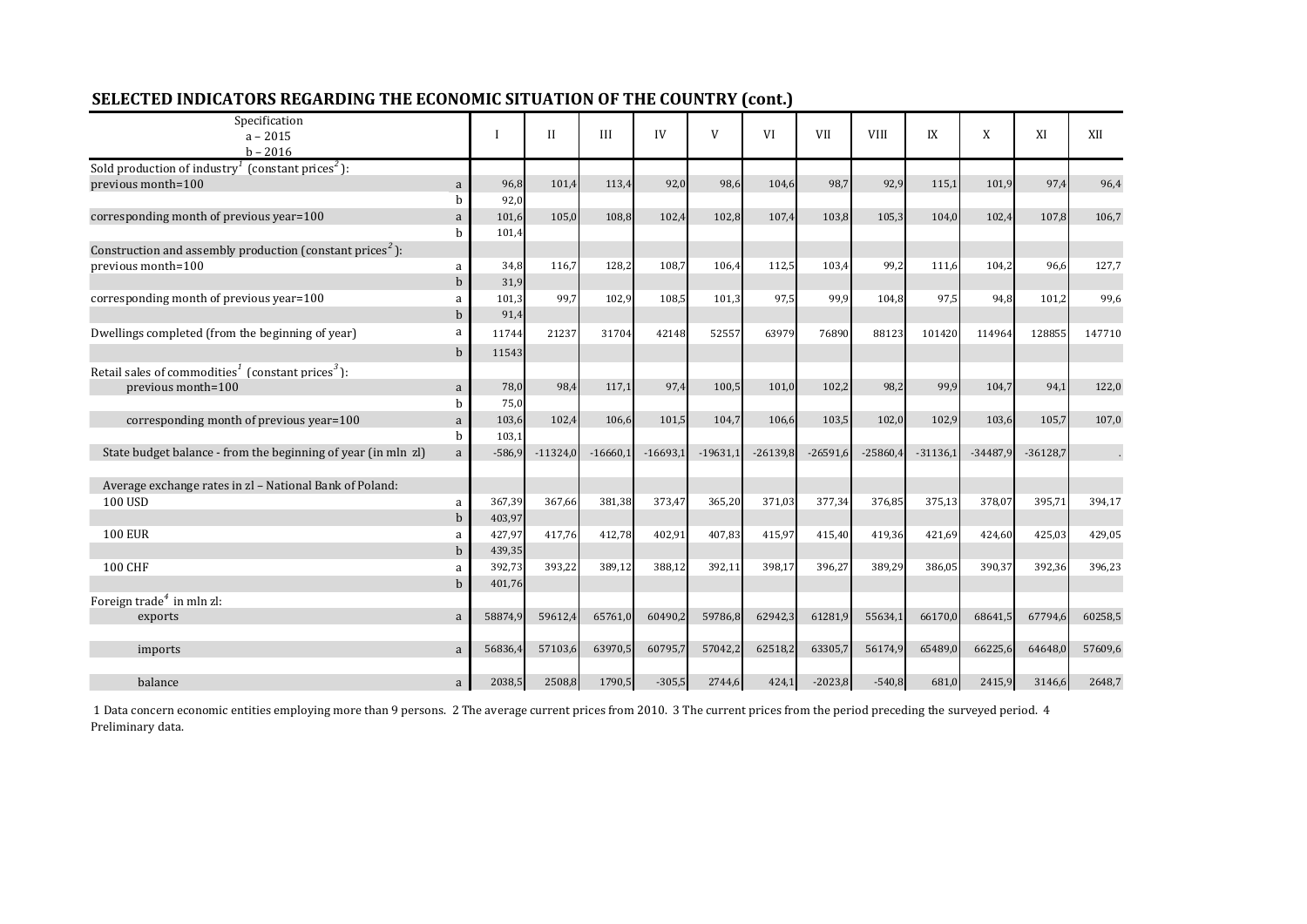## SELECTED INDICATORS REGARDING THE ECONOMIC SITUATION OF THE COUNTRY (cont.)

| Specification<br>a – 2015<br>b – 2016 | | I | II | III | IV | V | VI | VII | VIII | IX | X | XI | XII |
|---|---|---|---|---|---|---|---|---|---|---|---|---|---|
| Sold production of industry[1] (constant prices[2]): | | | | | | | | | | | | | |
| previous month=100 | a | 96,8 | 101,4 | 113,4 | 92,0 | 98,6 | 104,6 | 98,7 | 92,9 | 115,1 | 101,9 | 97,4 | 96,4 |
| | b | 92,0 | | | | | | | | | | | |
| corresponding month of previous year=100 | a | 101,6 | 105,0 | 108,8 | 102,4 | 102,8 | 107,4 | 103,8 | 105,3 | 104,0 | 102,4 | 107,8 | 106,7 |
| | b | 101,4 | | | | | | | | | | | |
| Construction and assembly production (constant prices[2]): | | | | | | | | | | | | | |
| previous month=100 | a | 34,8 | 116,7 | 128,2 | 108,7 | 106,4 | 112,5 | 103,4 | 99,2 | 111,6 | 104,2 | 96,6 | 127,7 |
| | b | 31,9 | | | | | | | | | | | |
| corresponding month of previous year=100 | a | 101,3 | 99,7 | 102,9 | 108,5 | 101,3 | 97,5 | 99,9 | 104,8 | 97,5 | 94,8 | 101,2 | 99,6 |
| | b | 91,4 | | | | | | | | | | | |
| Dwellings completed (from the beginning of year) | a | 11744 | 21237 | 31704 | 42148 | 52557 | 63979 | 76890 | 88123 | 101420 | 114964 | 128855 | 147710 |
| | b | 11543 | | | | | | | | | | | |
| Retail sales of commodities[1] (constant prices[3]): | | | | | | | | | | | | | |
| previous month=100 | a | 78,0 | 98,4 | 117,1 | 97,4 | 100,5 | 101,0 | 102,2 | 98,2 | 99,9 | 104,7 | 94,1 | 122,0 |
| | b | 75,0 | | | | | | | | | | | |
| corresponding month of previous year=100 | a | 103,6 | 102,4 | 106,6 | 101,5 | 104,7 | 106,6 | 103,5 | 102,0 | 102,9 | 103,6 | 105,7 | 107,0 |
| | b | 103,1 | | | | | | | | | | | |
| State budget balance - from the beginning of year (in mln zl) | a | -586,9 | -11324,0 | -16660,1 | -16693,1 | -19631,1 | -26139,8 | -26591,6 | -25860,4 | -31136,1 | -34487,9 | -36128,7 | . |
| Average exchange rates in zl – National Bank of Poland: | | | | | | | | | | | | | |
| 100 USD | a | 367,39 | 367,66 | 381,38 | 373,47 | 365,20 | 371,03 | 377,34 | 376,85 | 375,13 | 378,07 | 395,71 | 394,17 |
| | b | 403,97 | | | | | | | | | | | |
| 100 EUR | a | 427,97 | 417,76 | 412,78 | 402,91 | 407,83 | 415,97 | 415,40 | 419,36 | 421,69 | 424,60 | 425,03 | 429,05 |
| | b | 439,35 | | | | | | | | | | | |
| 100 CHF | a | 392,73 | 393,22 | 389,12 | 388,12 | 392,11 | 398,17 | 396,27 | 389,29 | 386,05 | 390,37 | 392,36 | 396,23 |
| | b | 401,76 | | | | | | | | | | | |
| Foreign trade[4] in mln zl: | | | | | | | | | | | | | |
| exports | a | 58874,9 | 59612,4 | 65761,0 | 60490,2 | 59786,8 | 62942,3 | 61281,9 | 55634,1 | 66170,0 | 68641,5 | 67794,6 | 60258,5 |
| imports | a | 56836,4 | 57103,6 | 63970,5 | 60795,7 | 57042,2 | 62518,2 | 63305,7 | 56174,9 | 65489,0 | 66225,6 | 64648,0 | 57609,6 |
| balance | a | 2038,5 | 2508,8 | 1790,5 | -305,5 | 2744,6 | 424,1 | -2023,8 | -540,8 | 681,0 | 2415,9 | 3146,6 | 2648,7 |

1 Data concern economic entities employing more than 9 persons. 2 The average current prices from 2010. 3 The current prices from the period preceding the surveyed period. 4 Preliminary data.